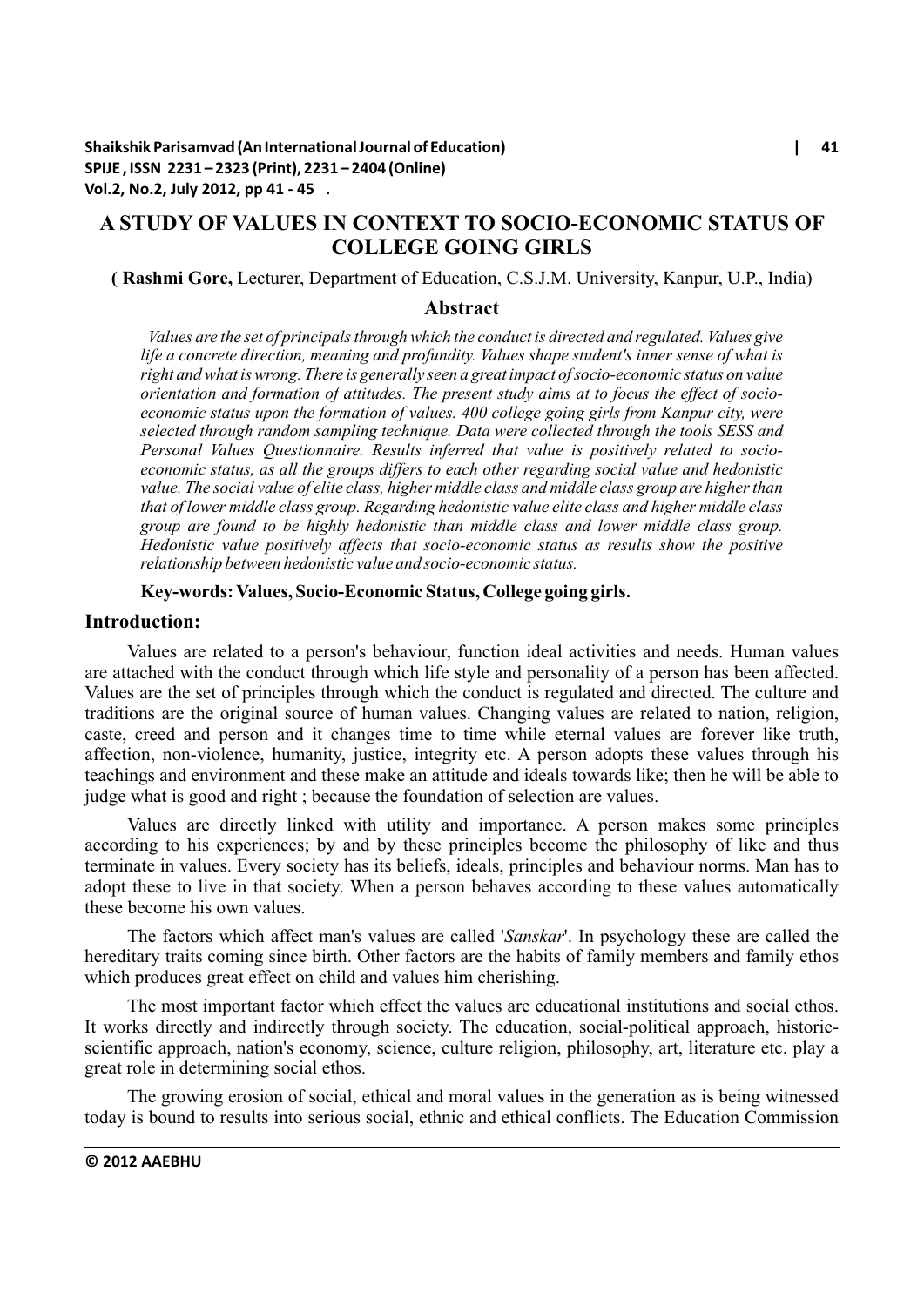# A STUDY OF VALUES IN CONTEXT TO SOCIO-ECONOMIC STATUS OF COLLEGE GOING GIRLS

( **Rashmi Gore,** Lecturer, Department of Education, C.S.J.M. University, Kanpur, U.P., India)

## Abstract

*Values are the set of principals through which the conduct is directed and regulated. Values give life a concrete direction, meaning and profundity. Values shape student's inner sense of what is right and what is wrong. There is generally seen a great impact of socio-economic status on value orientation and formation of attitudes. The present study aims at to focus the effect of socio-economic status upon the formation of values. 400 college going girls from Kanpur city, were selected through random sampling technique. Data were collected through the tools SESS and Personal Values Questionnaire. Results inferred that value is positively related to socio-economic status, as all the groups differs to each other regarding social value and hedonistic value. The social value of elite class, higher middle class and middle class group are higher than that of lower middle class group. Regarding hedonistic value elite class and higher middle class group are found to be highly hedonistic than middle class and lower middle class group. Hedonistic value positively affects that socio-economic status as results show the positive relationship between hedonistic value and socio-economic status.*

**Key-words: Values, Socio-Economic Status, College going girls.**

## Introduction:

Values are related to a person's behaviour, function ideal activities and needs. Human values are attached with the conduct through which life style and personality of a person has been affected. Values are the set of principles through which the conduct is regulated and directed. The culture and traditions are the original source of human values. Changing values are related to nation, religion, caste, creed and person and it changes time to time while eternal values are forever like truth, affection, non-violence, humanity, justice, integrity etc. A person adopts these values through his teachings and environment and these make an attitude and ideals towards like; then he will be able to judge what is good and right ; because the foundation of selection are values.

Values are directly linked with utility and importance. A person makes some principles according to his experiences; by and by these principles become the philosophy of like and thus terminate in values. Every society has its beliefs, ideals, principles and behaviour norms. Man has to adopt these to live in that society. When a person behaves according to these values automatically these become his own values.

The factors which affect man's values are called '*Sanskar*'. In psychology these are called the hereditary traits coming since birth. Other factors are the habits of family members and family ethos which produces great effect on child and values him cherishing.

The most important factor which effect the values are educational institutions and social ethos. It works directly and indirectly through society. The education, social-political approach, historic-scientific approach, nation's economy, science, culture religion, philosophy, art, literature etc. play a great role in determining social ethos.

The growing erosion of social, ethical and moral values in the generation as is being witnessed today is bound to results into serious social, ethnic and ethical conflicts. The Education Commission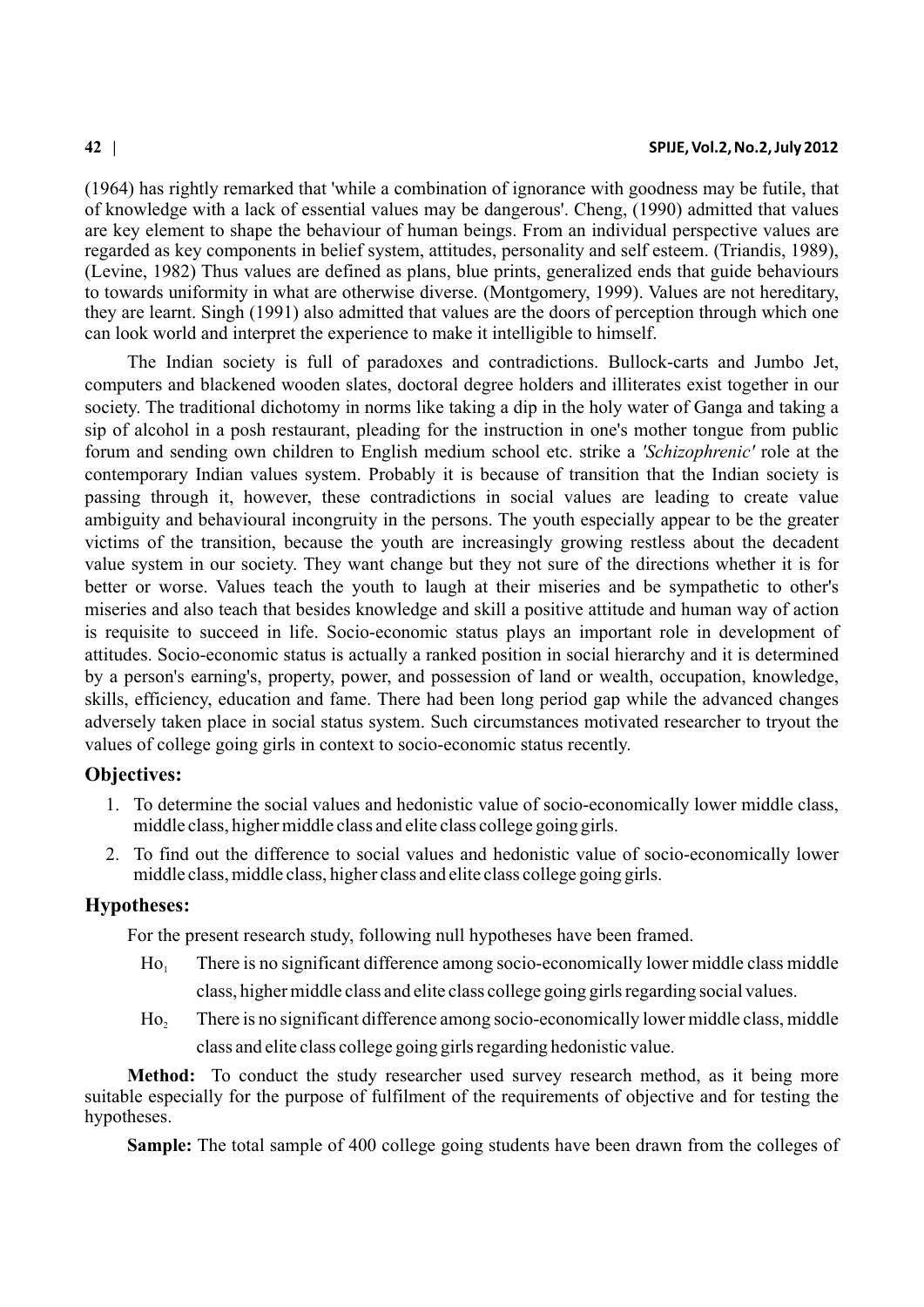(1964) has rightly remarked that 'while a combination of ignorance with goodness may be futile, that of knowledge with a lack of essential values may be dangerous'. Cheng, (1990) admitted that values are key element to shape the behaviour of human beings. From an individual perspective values are regarded as key components in belief system, attitudes, personality and self esteem. (Triandis, 1989), (Levine, 1982) Thus values are defined as plans, blue prints, generalized ends that guide behaviours to towards uniformity in what are otherwise diverse. (Montgomery, 1999). Values are not hereditary, they are learnt. Singh (1991) also admitted that values are the doors of perception through which one can look world and interpret the experience to make it intelligible to himself.

The Indian society is full of paradoxes and contradictions. Bullock-carts and Jumbo Jet, computers and blackened wooden slates, doctoral degree holders and illiterates exist together in our society. The traditional dichotomy in norms like taking a dip in the holy water of Ganga and taking a sip of alcohol in a posh restaurant, pleading for the instruction in one's mother tongue from public forum and sending own children to English medium school etc. strike a *'Schizophrenic'* role at the contemporary Indian values system. Probably it is because of transition that the Indian society is passing through it, however, these contradictions in social values are leading to create value ambiguity and behavioural incongruity in the persons. The youth especially appear to be the greater victims of the transition, because the youth are increasingly growing restless about the decadent value system in our society. They want change but they not sure of the directions whether it is for better or worse. Values teach the youth to laugh at their miseries and be sympathetic to other's miseries and also teach that besides knowledge and skill a positive attitude and human way of action is requisite to succeed in life. Socio-economic status plays an important role in development of attitudes. Socio-economic status is actually a ranked position in social hierarchy and it is determined by a person's earning's, property, power, and possession of land or wealth, occupation, knowledge, skills, efficiency, education and fame. There had been long period gap while the advanced changes adversely taken place in social status system. Such circumstances motivated researcher to tryout the values of college going girls in context to socio-economic status recently.

## Objectives:

1. To determine the social values and hedonistic value of socio-economically lower middle class, middle class, higher middle class and elite class college going girls.
2. To find out the difference to social values and hedonistic value of socio-economically lower middle class, middle class, higher class and elite class college going girls.

## Hypotheses:

For the present research study, following null hypotheses have been framed.

- $Ho_1$ There is no significant difference among socio-economically lower middle class middle class, higher middle class and elite class college going girls regarding social values.
- $Ho_2$ There is no significant difference among socio-economically lower middle class, middle class and elite class college going girls regarding hedonistic value.

**Method:** To conduct the study researcher used survey research method, as it being more suitable especially for the purpose of fulfilment of the requirements of objective and for testing the hypotheses.

**Sample:** The total sample of 400 college going students have been drawn from the colleges of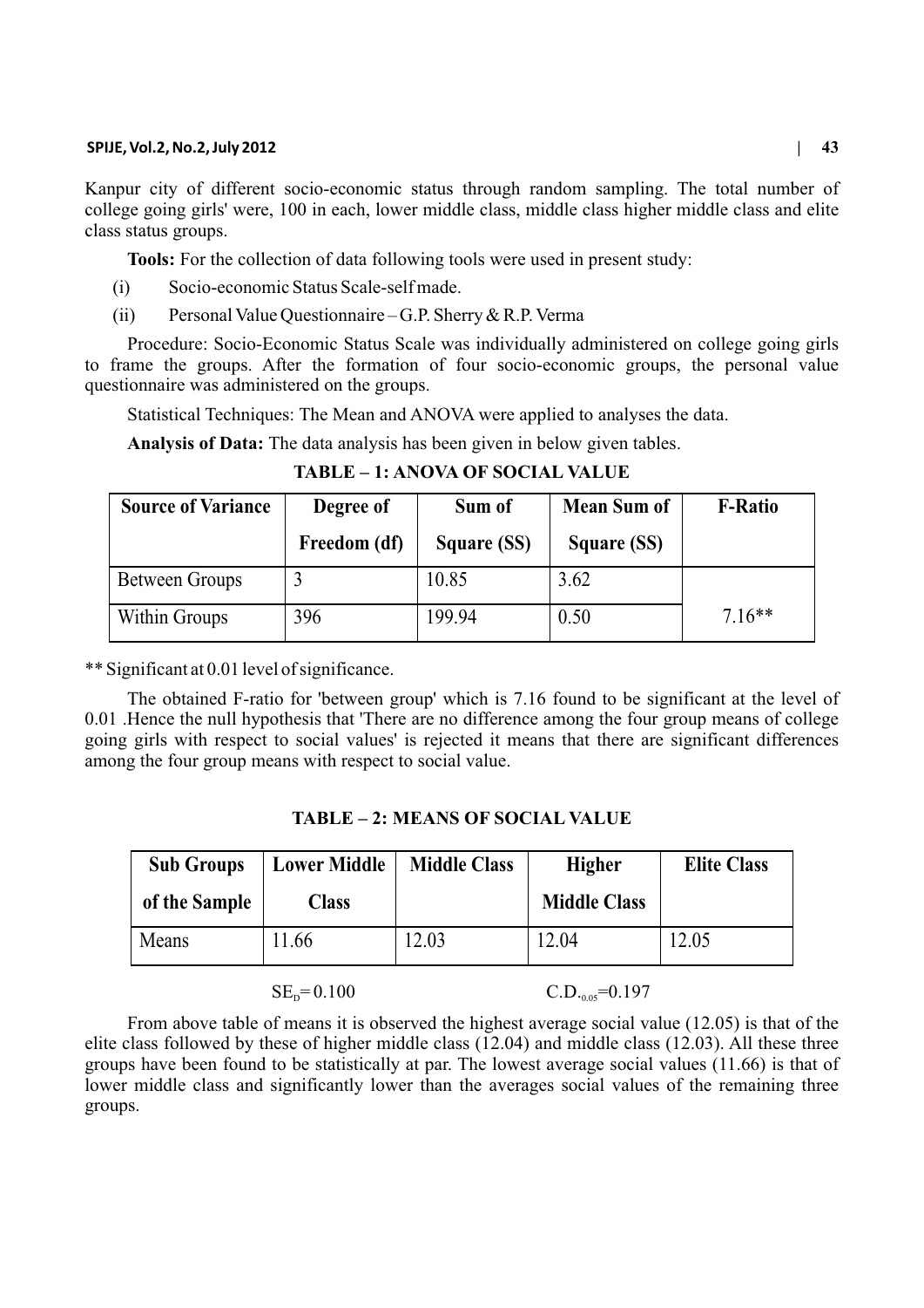Kanpur city of different socio-economic status through random sampling. The total number of college going girls' were, 100 in each, lower middle class, middle class higher middle class and elite class status groups.

**Tools:** For the collection of data following tools were used in present study:

(i) Socio-economic Status Scale-self made.

(ii) Personal Value Questionnaire – G.P. Sherry & R.P. Verma

Procedure: Socio-Economic Status Scale was individually administered on college going girls to frame the groups. After the formation of four socio-economic groups, the personal value questionnaire was administered on the groups.

Statistical Techniques: The Mean and ANOVA were applied to analyses the data.

**Analysis of Data:** The data analysis has been given in below given tables.

**TABLE – 1: ANOVA OF SOCIAL VALUE**

| Source of Variance | Degree of Freedom (df) | Sum of Square (SS) | Mean Sum of Square (SS) | F-Ratio |
|---|---|---|---|---|
| Between Groups | 3 | 10.85 | 3.62 | 7.16** |
| Within Groups | 396 | 199.94 | 0.50 | |

** Significant at 0.01 level of significance.

The obtained F-ratio for 'between group' which is 7.16 found to be significant at the level of 0.01 .Hence the null hypothesis that 'There are no difference among the four group means of college going girls with respect to social values' is rejected it means that there are significant differences among the four group means with respect to social value.

**TABLE – 2: MEANS OF SOCIAL VALUE**

| Sub Groups of the Sample | Lower Middle Class | Middle Class | Higher Middle Class | Elite Class |
|---|---|---|---|---|
| Means | 11.66 | 12.03 | 12.04 | 12.05 |

$SE_D = 0.100$ $\quad$ $C.D._{0.05} = 0.197$

From above table of means it is observed the highest average social value (12.05) is that of the elite class followed by these of higher middle class (12.04) and middle class (12.03). All these three groups have been found to be statistically at par. The lowest average social values (11.66) is that of lower middle class and significantly lower than the averages social values of the remaining three groups.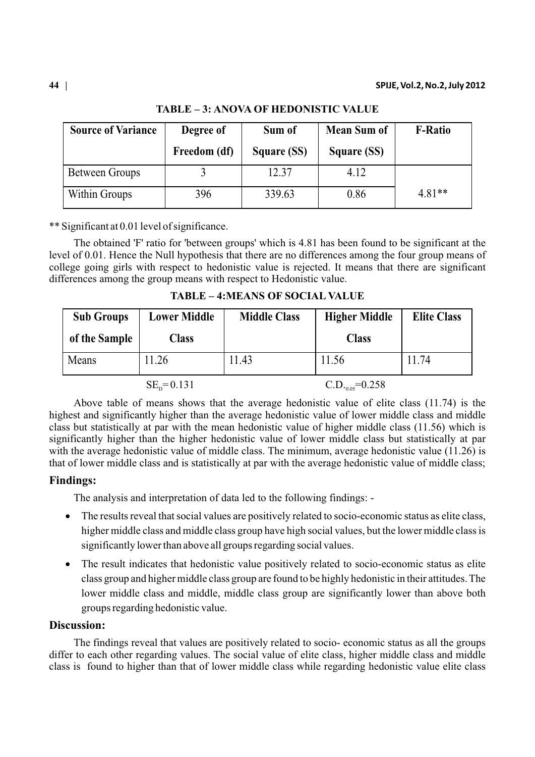**TABLE – 3: ANOVA OF HEDONISTIC VALUE**

| Source of Variance | Degree of Freedom (df) | Sum of Square (SS) | Mean Sum of Square (SS) | F-Ratio |
|---|---|---|---|---|
| Between Groups | 3 | 12.37 | 4.12 | |
| Within Groups | 396 | 339.63 | 0.86 | 4.81** |

** Significant at 0.01 level of significance.

The obtained 'F' ratio for 'between groups' which is 4.81 has been found to be significant at the level of 0.01. Hence the Null hypothesis that there are no differences among the four group means of college going girls with respect to hedonistic value is rejected. It means that there are significant differences among the group means with respect to Hedonistic value.

**TABLE – 4:MEANS OF SOCIAL VALUE**

| Sub Groups of the Sample | Lower Middle Class | Middle Class | Higher Middle Class | Elite Class |
|---|---|---|---|---|
| Means | 11.26 | 11.43 | 11.56 | 11.74 |

$SE_D = 0.131$ $C.D._{0.05} = 0.258$

Above table of means shows that the average hedonistic value of elite class (11.74) is the highest and significantly higher than the average hedonistic value of lower middle class and middle class but statistically at par with the mean hedonistic value of higher middle class (11.56) which is significantly higher than the higher hedonistic value of lower middle class but statistically at par with the average hedonistic value of middle class. The minimum, average hedonistic value (11.26) is that of lower middle class and is statistically at par with the average hedonistic value of middle class;

## Findings:

The analysis and interpretation of data led to the following findings: -

- The results reveal that social values are positively related to socio-economic status as elite class, higher middle class and middle class group have high social values, but the lower middle class is significantly lower than above all groups regarding social values.
- The result indicates that hedonistic value positively related to socio-economic status as elite class group and higher middle class group are found to be highly hedonistic in their attitudes. The lower middle class and middle, middle class group are significantly lower than above both groups regarding hedonistic value.

## Discussion:

The findings reveal that values are positively related to socio- economic status as all the groups differ to each other regarding values. The social value of elite class, higher middle class and middle class is found to higher than that of lower middle class while regarding hedonistic value elite class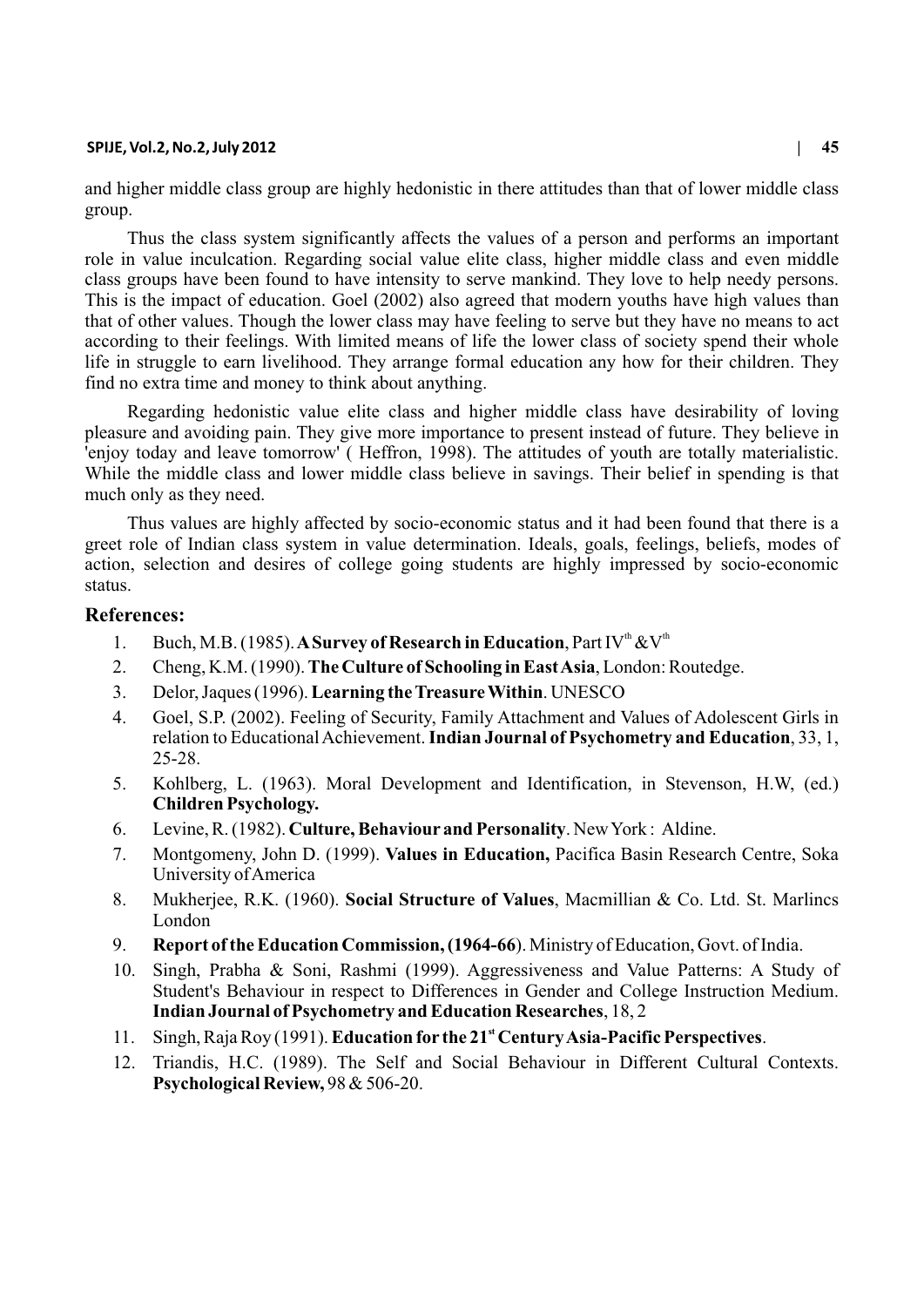and higher middle class group are highly hedonistic in there attitudes than that of lower middle class group.

Thus the class system significantly affects the values of a person and performs an important role in value inculcation. Regarding social value elite class, higher middle class and even middle class groups have been found to have intensity to serve mankind. They love to help needy persons. This is the impact of education. Goel (2002) also agreed that modern youths have high values than that of other values. Though the lower class may have feeling to serve but they have no means to act according to their feelings. With limited means of life the lower class of society spend their whole life in struggle to earn livelihood. They arrange formal education any how for their children. They find no extra time and money to think about anything.

Regarding hedonistic value elite class and higher middle class have desirability of loving pleasure and avoiding pain. They give more importance to present instead of future. They believe in 'enjoy today and leave tomorrow' ( Heffron, 1998). The attitudes of youth are totally materialistic. While the middle class and lower middle class believe in savings. Their belief in spending is that much only as they need.

Thus values are highly affected by socio-economic status and it had been found that there is a greet role of Indian class system in value determination. Ideals, goals, feelings, beliefs, modes of action, selection and desires of college going students are highly impressed by socio-economic status.

## References:

1. Buch, M.B. (1985). **A Survey of Research in Education**, Part IV$^{th}$ &V$^{th}$
2. Cheng, K.M. (1990). **The Culture of Schooling in East Asia**, London: Routedge.
3. Delor, Jaques (1996). **Learning the Treasure Within**. UNESCO
4. Goel, S.P. (2002). Feeling of Security, Family Attachment and Values of Adolescent Girls in relation to Educational Achievement. **Indian Journal of Psychometry and Education**, 33, 1, 25-28.
5. Kohlberg, L. (1963). Moral Development and Identification, in Stevenson, H.W, (ed.) **Children Psychology.**
6. Levine, R. (1982). **Culture, Behaviour and Personality**. New York : Aldine.
7. Montgomeny, John D. (1999). **Values in Education,** Pacifica Basin Research Centre, Soka University of America
8. Mukherjee, R.K. (1960). **Social Structure of Values**, Macmillian & Co. Ltd. St. Marlincs London
9. **Report of the Education Commission, (1964-66**). Ministry of Education, Govt. of India.
10. Singh, Prabha & Soni, Rashmi (1999). Aggressiveness and Value Patterns: A Study of Student's Behaviour in respect to Differences in Gender and College Instruction Medium. **Indian Journal of Psychometry and Education Researches**, 18, 2
11. Singh, Raja Roy (1991). **Education for the 21$^{st}$ Century Asia-Pacific Perspectives**.
12. Triandis, H.C. (1989). The Self and Social Behaviour in Different Cultural Contexts. **Psychological Review,** 98 & 506-20.